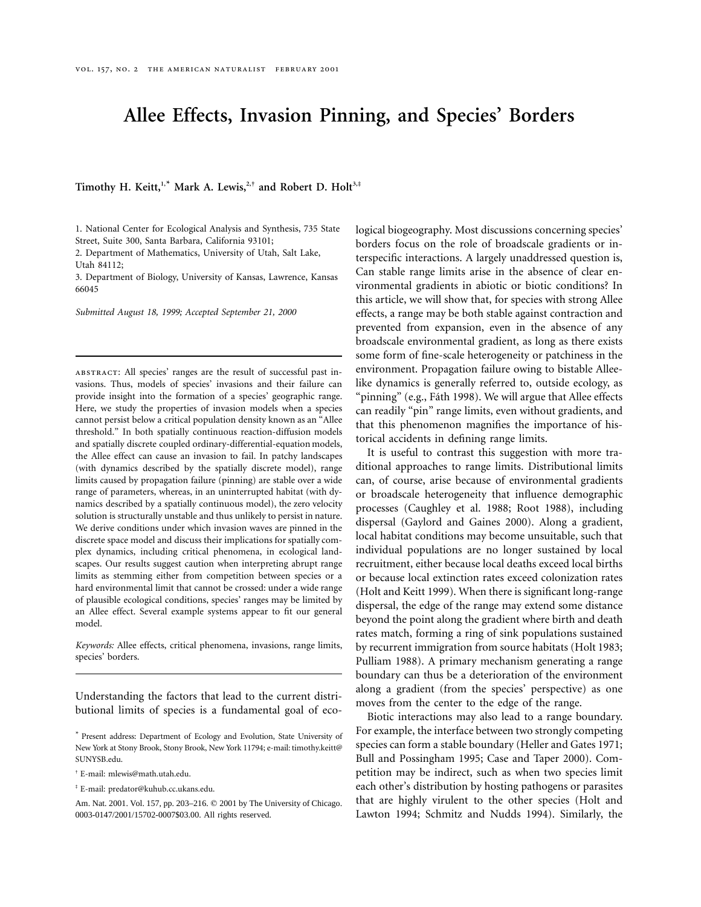# Allee Effects, Invasion Pinning, and Species' Borders

**Timothy H. Keitt,[1,*] Mark A. Lewis,[2,†] and Robert D. Holt[3,‡]**

1. National Center for Ecological Analysis and Synthesis, 735 State Street, Suite 300, Santa Barbara, California 93101;
2. Department of Mathematics, University of Utah, Salt Lake, Utah 84112;
3. Department of Biology, University of Kansas, Lawrence, Kansas 66045

*Submitted August 18, 1999; Accepted September 21, 2000*

---

ABSTRACT: All species' ranges are the result of successful past invasions. Thus, models of species' invasions and their failure can provide insight into the formation of a species' geographic range. Here, we study the properties of invasion models when a species cannot persist below a critical population density known as an "Allee threshold." In both spatially continuous reaction-diffusion models and spatially discrete coupled ordinary-differential-equation models, the Allee effect can cause an invasion to fail. In patchy landscapes (with dynamics described by the spatially discrete model), range limits caused by propagation failure (pinning) are stable over a wide range of parameters, whereas, in an uninterrupted habitat (with dynamics described by a spatially continuous model), the zero velocity solution is structurally unstable and thus unlikely to persist in nature. We derive conditions under which invasion waves are pinned in the discrete space model and discuss their implications for spatially complex dynamics, including critical phenomena, in ecological landscapes. Our results suggest caution when interpreting abrupt range limits as stemming either from competition between species or a hard environmental limit that cannot be crossed: under a wide range of plausible ecological conditions, species' ranges may be limited by an Allee effect. Several example systems appear to fit our general model.

*Keywords:* Allee effects, critical phenomena, invasions, range limits, species' borders.

---

Understanding the factors that lead to the current distributional limits of species is a fundamental goal of ecological biogeography. Most discussions concerning species' borders focus on the role of broadscale gradients or interspecific interactions. A largely unaddressed question is, Can stable range limits arise in the absence of clear environmental gradients in abiotic or biotic conditions? In this article, we will show that, for species with strong Allee effects, a range may be both stable against contraction and prevented from expansion, even in the absence of any broadscale environmental gradient, as long as there exists some form of fine-scale heterogeneity or patchiness in the environment. Propagation failure owing to bistable Allee-like dynamics is generally referred to, outside ecology, as "pinning" (e.g., Fáth 1998). We will argue that Allee effects can readily "pin" range limits, even without gradients, and that this phenomenon magnifies the importance of historical accidents in defining range limits.

It is useful to contrast this suggestion with more traditional approaches to range limits. Distributional limits can, of course, arise because of environmental gradients or broadscale heterogeneity that influence demographic processes (Caughley et al. 1988; Root 1988), including dispersal (Gaylord and Gaines 2000). Along a gradient, local habitat conditions may become unsuitable, such that individual populations are no longer sustained by local recruitment, either because local deaths exceed local births or because local extinction rates exceed colonization rates (Holt and Keitt 1999). When there is significant long-range dispersal, the edge of the range may extend some distance beyond the point along the gradient where birth and death rates match, forming a ring of sink populations sustained by recurrent immigration from source habitats (Holt 1983; Pulliam 1988). A primary mechanism generating a range boundary can thus be a deterioration of the environment along a gradient (from the species' perspective) as one moves from the center to the edge of the range.

Biotic interactions may also lead to a range boundary. For example, the interface between two strongly competing species can form a stable boundary (Heller and Gates 1971; Bull and Possingham 1995; Case and Taper 2000). Competition may be indirect, such as when two species limit each other's distribution by hosting pathogens or parasites that are highly virulent to the other species (Holt and Lawton 1994; Schmitz and Nudds 1994). Similarly, the

---

[*] Present address: Department of Ecology and Evolution, State University of New York at Stony Brook, Stony Brook, New York 11794; e-mail: timothy.keitt@SUNYSB.edu.

[†] E-mail: mlewis@math.utah.edu.

[‡] E-mail: predator@kuhub.cc.ukans.edu.

Am. Nat. 2001. Vol. 157, pp. 203–216. © 2001 by The University of Chicago. 0003-0147/2001/15702-0007$03.00. All rights reserved.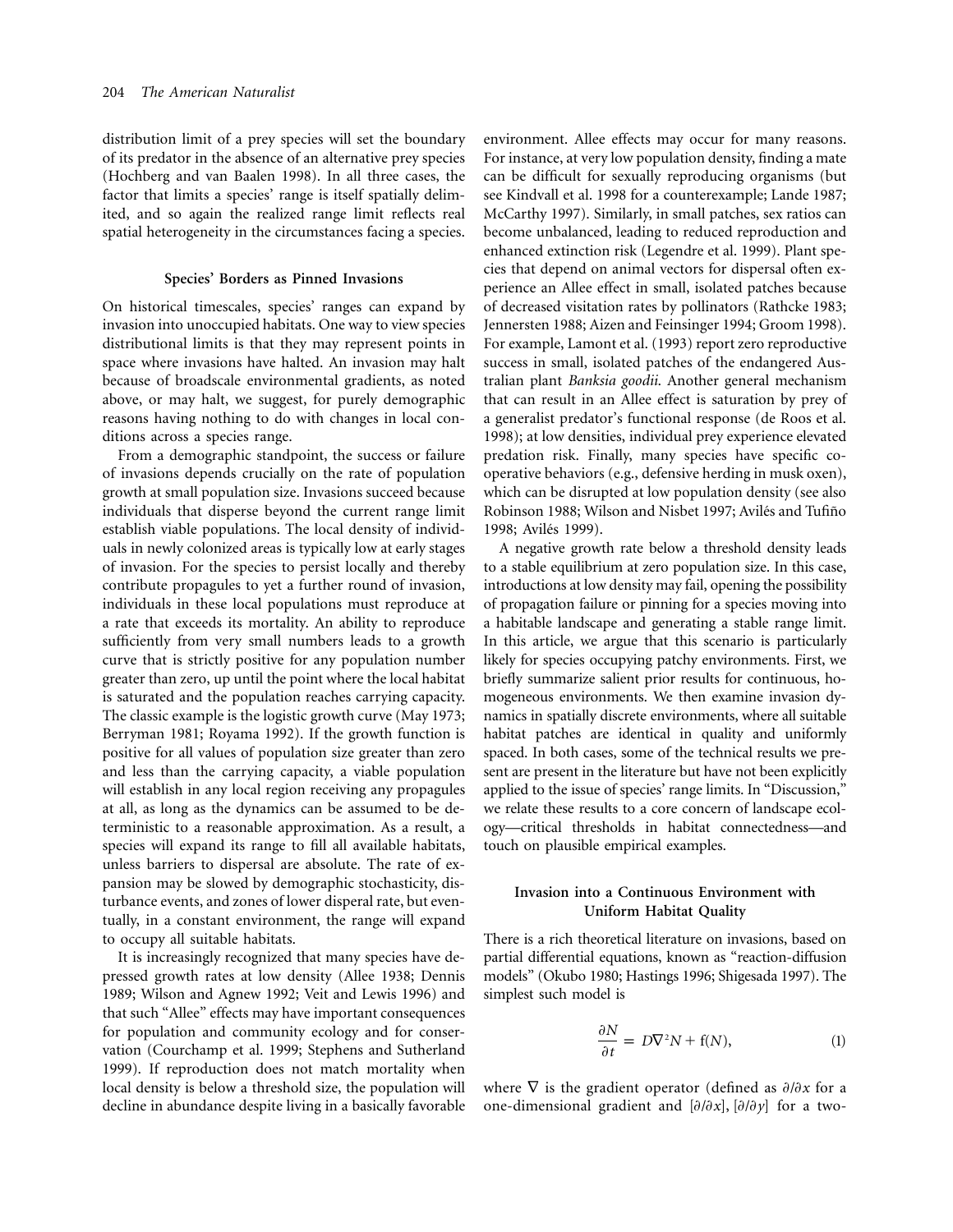distribution limit of a prey species will set the boundary of its predator in the absence of an alternative prey species (Hochberg and van Baalen 1998). In all three cases, the factor that limits a species' range is itself spatially delimited, and so again the realized range limit reflects real spatial heterogeneity in the circumstances facing a species.

## Species' Borders as Pinned Invasions

On historical timescales, species' ranges can expand by invasion into unoccupied habitats. One way to view species distributional limits is that they may represent points in space where invasions have halted. An invasion may halt because of broadscale environmental gradients, as noted above, or may halt, we suggest, for purely demographic reasons having nothing to do with changes in local conditions across a species range.

From a demographic standpoint, the success or failure of invasions depends crucially on the rate of population growth at small population size. Invasions succeed because individuals that disperse beyond the current range limit establish viable populations. The local density of individuals in newly colonized areas is typically low at early stages of invasion. For the species to persist locally and thereby contribute propagules to yet a further round of invasion, individuals in these local populations must reproduce at a rate that exceeds its mortality. An ability to reproduce sufficiently from very small numbers leads to a growth curve that is strictly positive for any population number greater than zero, up until the point where the local habitat is saturated and the population reaches carrying capacity. The classic example is the logistic growth curve (May 1973; Berryman 1981; Royama 1992). If the growth function is positive for all values of population size greater than zero and less than the carrying capacity, a viable population will establish in any local region receiving any propagules at all, as long as the dynamics can be assumed to be deterministic to a reasonable approximation. As a result, a species will expand its range to fill all available habitats, unless barriers to dispersal are absolute. The rate of expansion may be slowed by demographic stochasticity, disturbance events, and zones of lower disperal rate, but eventually, in a constant environment, the range will expand to occupy all suitable habitats.

It is increasingly recognized that many species have depressed growth rates at low density (Allee 1938; Dennis 1989; Wilson and Agnew 1992; Veit and Lewis 1996) and that such "Allee" effects may have important consequences for population and community ecology and for conservation (Courchamp et al. 1999; Stephens and Sutherland 1999). If reproduction does not match mortality when local density is below a threshold size, the population will decline in abundance despite living in a basically favorable environment. Allee effects may occur for many reasons. For instance, at very low population density, finding a mate can be difficult for sexually reproducing organisms (but see Kindvall et al. 1998 for a counterexample; Lande 1987; McCarthy 1997). Similarly, in small patches, sex ratios can become unbalanced, leading to reduced reproduction and enhanced extinction risk (Legendre et al. 1999). Plant species that depend on animal vectors for dispersal often experience an Allee effect in small, isolated patches because of decreased visitation rates by pollinators (Rathcke 1983; Jennersten 1988; Aizen and Feinsinger 1994; Groom 1998). For example, Lamont et al. (1993) report zero reproductive success in small, isolated patches of the endangered Australian plant *Banksia goodii*. Another general mechanism that can result in an Allee effect is saturation by prey of a generalist predator's functional response (de Roos et al. 1998); at low densities, individual prey experience elevated predation risk. Finally, many species have specific cooperative behaviors (e.g., defensive herding in musk oxen), which can be disrupted at low population density (see also Robinson 1988; Wilson and Nisbet 1997; Avilés and Tufiño 1998; Avilés 1999).

A negative growth rate below a threshold density leads to a stable equilibrium at zero population size. In this case, introductions at low density may fail, opening the possibility of propagation failure or pinning for a species moving into a habitable landscape and generating a stable range limit. In this article, we argue that this scenario is particularly likely for species occupying patchy environments. First, we briefly summarize salient prior results for continuous, homogeneous environments. We then examine invasion dynamics in spatially discrete environments, where all suitable habitat patches are identical in quality and uniformly spaced. In both cases, some of the technical results we present are present in the literature but have not been explicitly applied to the issue of species' range limits. In "Discussion," we relate these results to a core concern of landscape ecology—critical thresholds in habitat connectedness—and touch on plausible empirical examples.

## Invasion into a Continuous Environment with Uniform Habitat Quality

There is a rich theoretical literature on invasions, based on partial differential equations, known as "reaction-diffusion models" (Okubo 1980; Hastings 1996; Shigesada 1997). The simplest such model is

$$\frac{\partial N}{\partial t} = D\nabla^2 N + f(N), \tag{1}$$

where $\nabla$ is the gradient operator (defined as $\partial/\partial x$ for a one-dimensional gradient and $[\partial/\partial x]$, $[\partial/\partial y]$ for a two-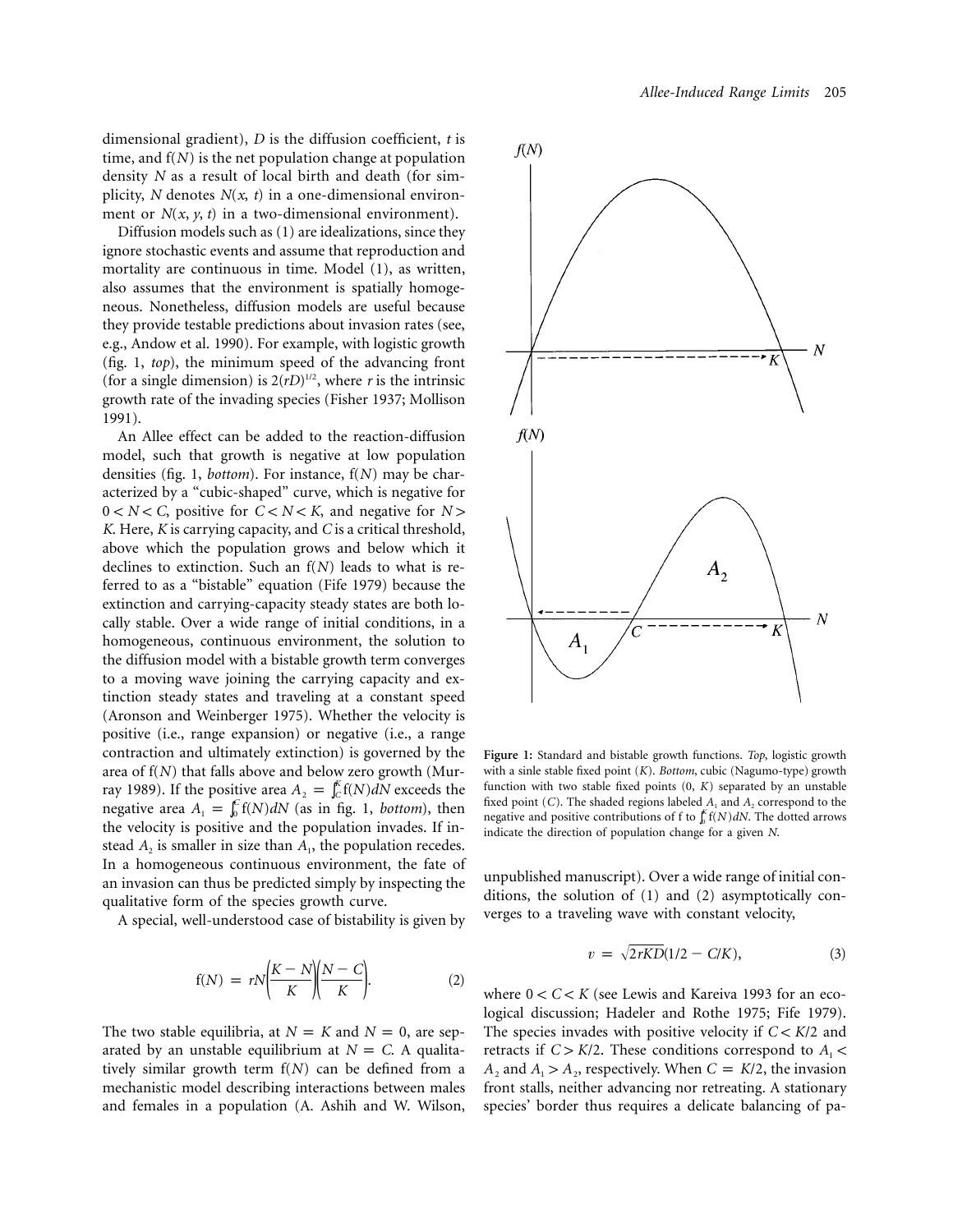dimensional gradient), $D$ is the diffusion coefficient, $t$ is time, and $f(N)$ is the net population change at population density $N$ as a result of local birth and death (for simplicity, $N$ denotes $N(x, t)$ in a one-dimensional environment or $N(x, y, t)$ in a two-dimensional environment).

Diffusion models such as (1) are idealizations, since they ignore stochastic events and assume that reproduction and mortality are continuous in time. Model (1), as written, also assumes that the environment is spatially homogeneous. Nonetheless, diffusion models are useful because they provide testable predictions about invasion rates (see, e.g., Andow et al. 1990). For example, with logistic growth (fig. 1, *top*), the minimum speed of the advancing front (for a single dimension) is $2(rD)^{1/2}$, where $r$ is the intrinsic growth rate of the invading species (Fisher 1937; Mollison 1991).

An Allee effect can be added to the reaction-diffusion model, such that growth is negative at low population densities (fig. 1, *bottom*). For instance, $f(N)$ may be characterized by a "cubic-shaped" curve, which is negative for $0 < N < C$, positive for $C < N < K$, and negative for $N > K$. Here, $K$ is carrying capacity, and $C$ is a critical threshold, above which the population grows and below which it declines to extinction. Such an $f(N)$ leads to what is referred to as a "bistable" equation (Fife 1979) because the extinction and carrying-capacity steady states are both locally stable. Over a wide range of initial conditions, in a homogeneous, continuous environment, the solution to the diffusion model with a bistable growth term converges to a moving wave joining the carrying capacity and extinction steady states and traveling at a constant speed (Aronson and Weinberger 1975). Whether the velocity is positive (i.e., range expansion) or negative (i.e., a range contraction and ultimately extinction) is governed by the area of $f(N)$ that falls above and below zero growth (Murray 1989). If the positive area $A_2 = \int_C^K f(N)dN$ exceeds the negative area $A_1 = \int_0^C f(N)dN$ (as in fig. 1, *bottom*), then the velocity is positive and the population invades. If instead $A_2$ is smaller in size than $A_1$, the population recedes. In a homogeneous continuous environment, the fate of an invasion can thus be predicted simply by inspecting the qualitative form of the species growth curve.

A special, well-understood case of bistability is given by

$$f(N) = rN\left(\frac{K - N}{K}\right)\left(\frac{N - C}{K}\right). \tag{2}$$

The two stable equilibria, at $N = K$ and $N = 0$, are separated by an unstable equilibrium at $N = C$. A qualitatively similar growth term $f(N)$ can be defined from a mechanistic model describing interactions between males and females in a population (A. Ashih and W. Wilson, unpublished manuscript). Over a wide range of initial conditions, the solution of (1) and (2) asymptotically converges to a traveling wave with constant velocity,

$$v = \sqrt{2rKD}(1/2 - C/K), \tag{3}$$

where $0 < C < K$ (see Lewis and Kareiva 1993 for an ecological discussion; Hadeler and Rothe 1975; Fife 1979). The species invades with positive velocity if $C < K/2$ and retracts if $C > K/2$. These conditions correspond to $A_1 < A_2$ and $A_1 > A_2$, respectively. When $C = K/2$, the invasion front stalls, neither advancing nor retreating. A stationary species' border thus requires a delicate balancing of pa-

**Figure 1:** Standard and bistable growth functions. *Top*, logistic growth with a sinle stable fixed point ($K$). *Bottom*, cubic (Nagumo-type) growth function with two stable fixed points (0, $K$) separated by an unstable fixed point ($C$). The shaded regions labeled $A_1$ and $A_2$ correspond to the negative and positive contributions of f to $\int_0^K f(N)dN$. The dotted arrows indicate the direction of population change for a given $N$.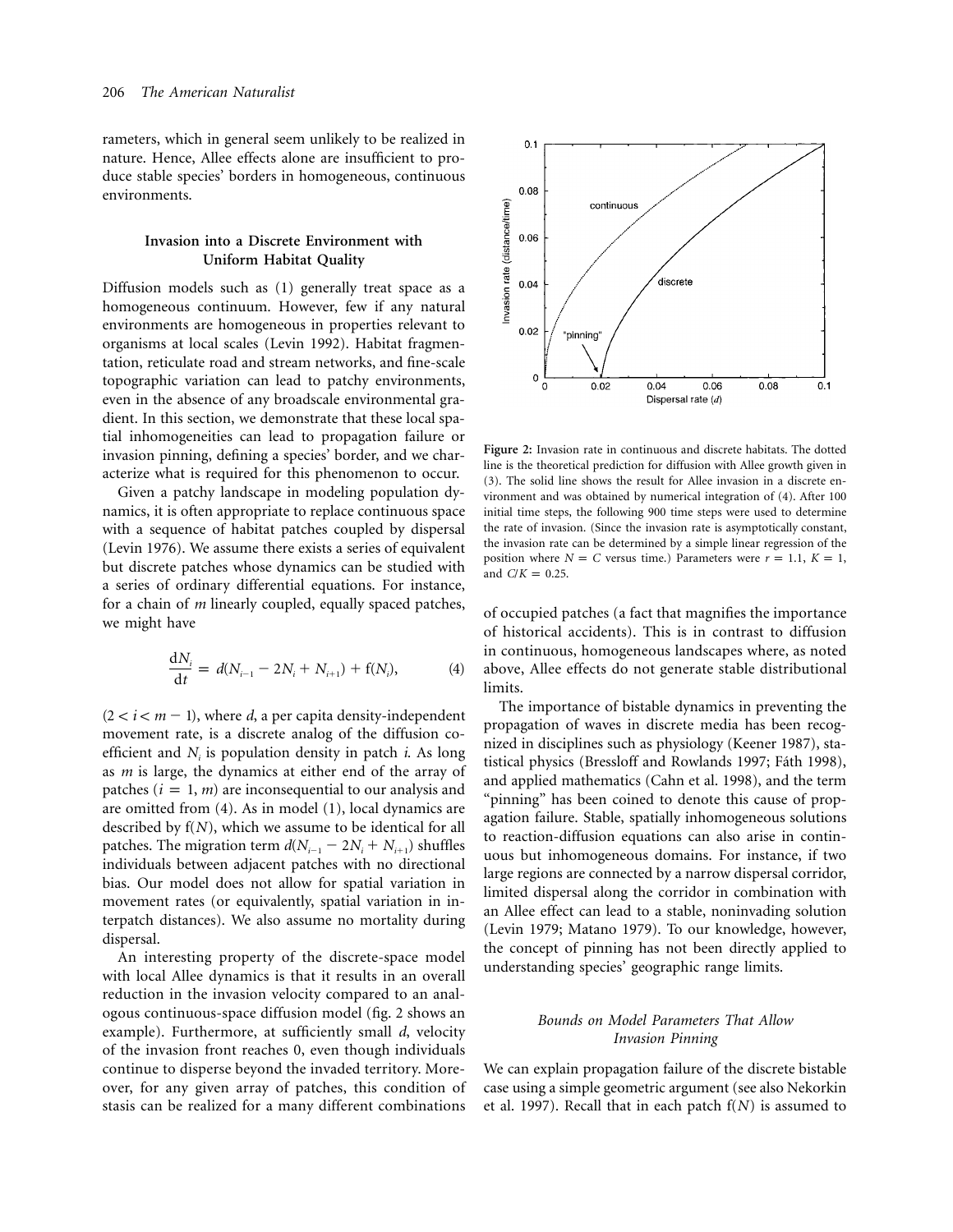rameters, which in general seem unlikely to be realized in nature. Hence, Allee effects alone are insufficient to produce stable species' borders in homogeneous, continuous environments.

## Invasion into a Discrete Environment with Uniform Habitat Quality

Diffusion models such as (1) generally treat space as a homogeneous continuum. However, few if any natural environments are homogeneous in properties relevant to organisms at local scales (Levin 1992). Habitat fragmentation, reticulate road and stream networks, and fine-scale topographic variation can lead to patchy environments, even in the absence of any broadscale environmental gradient. In this section, we demonstrate that these local spatial inhomogeneities can lead to propagation failure or invasion pinning, defining a species' border, and we characterize what is required for this phenomenon to occur.

Given a patchy landscape in modeling population dynamics, it is often appropriate to replace continuous space with a sequence of habitat patches coupled by dispersal (Levin 1976). We assume there exists a series of equivalent but discrete patches whose dynamics can be studied with a series of ordinary differential equations. For instance, for a chain of $m$ linearly coupled, equally spaced patches, we might have

$$\frac{dN_i}{dt} = d(N_{i-1} - 2N_i + N_{i+1}) + f(N_i), \qquad (4)$$

($2 < i < m - 1$), where $d$, a per capita density-independent movement rate, is a discrete analog of the diffusion coefficient and $N_i$ is population density in patch $i$. As long as $m$ is large, the dynamics at either end of the array of patches ($i = 1, m$) are inconsequential to our analysis and are omitted from (4). As in model (1), local dynamics are described by $f(N)$, which we assume to be identical for all patches. The migration term $d(N_{i-1} - 2N_i + N_{i+1})$ shuffles individuals between adjacent patches with no directional bias. Our model does not allow for spatial variation in movement rates (or equivalently, spatial variation in interpatch distances). We also assume no mortality during dispersal.

An interesting property of the discrete-space model with local Allee dynamics is that it results in an overall reduction in the invasion velocity compared to an analogous continuous-space diffusion model (fig. 2 shows an example). Furthermore, at sufficiently small $d$, velocity of the invasion front reaches 0, even though individuals continue to disperse beyond the invaded territory. Moreover, for any given array of patches, this condition of stasis can be realized for a many different combinations of occupied patches (a fact that magnifies the importance of historical accidents). This is in contrast to diffusion in continuous, homogeneous landscapes where, as noted above, Allee effects do not generate stable distributional limits.

**Figure 2:** Invasion rate in continuous and discrete habitats. The dotted line is the theoretical prediction for diffusion with Allee growth given in (3). The solid line shows the result for Allee invasion in a discrete environment and was obtained by numerical integration of (4). After 100 initial time steps, the following 900 time steps were used to determine the rate of invasion. (Since the invasion rate is asymptotically constant, the invasion rate can be determined by a simple linear regression of the position where $N = C$ versus time.) Parameters were $r = 1.1$, $K = 1$, and $C/K = 0.25$.

The importance of bistable dynamics in preventing the propagation of waves in discrete media has been recognized in disciplines such as physiology (Keener 1987), statistical physics (Bressloff and Rowlands 1997; Fáth 1998), and applied mathematics (Cahn et al. 1998), and the term "pinning" has been coined to denote this cause of propagation failure. Stable, spatially inhomogeneous solutions to reaction-diffusion equations can also arise in continuous but inhomogeneous domains. For instance, if two large regions are connected by a narrow dispersal corridor, limited dispersal along the corridor in combination with an Allee effect can lead to a stable, noninvading solution (Levin 1979; Matano 1979). To our knowledge, however, the concept of pinning has not been directly applied to understanding species' geographic range limits.

### *Bounds on Model Parameters That Allow Invasion Pinning*

We can explain propagation failure of the discrete bistable case using a simple geometric argument (see also Nekorkin et al. 1997). Recall that in each patch $f(N)$ is assumed to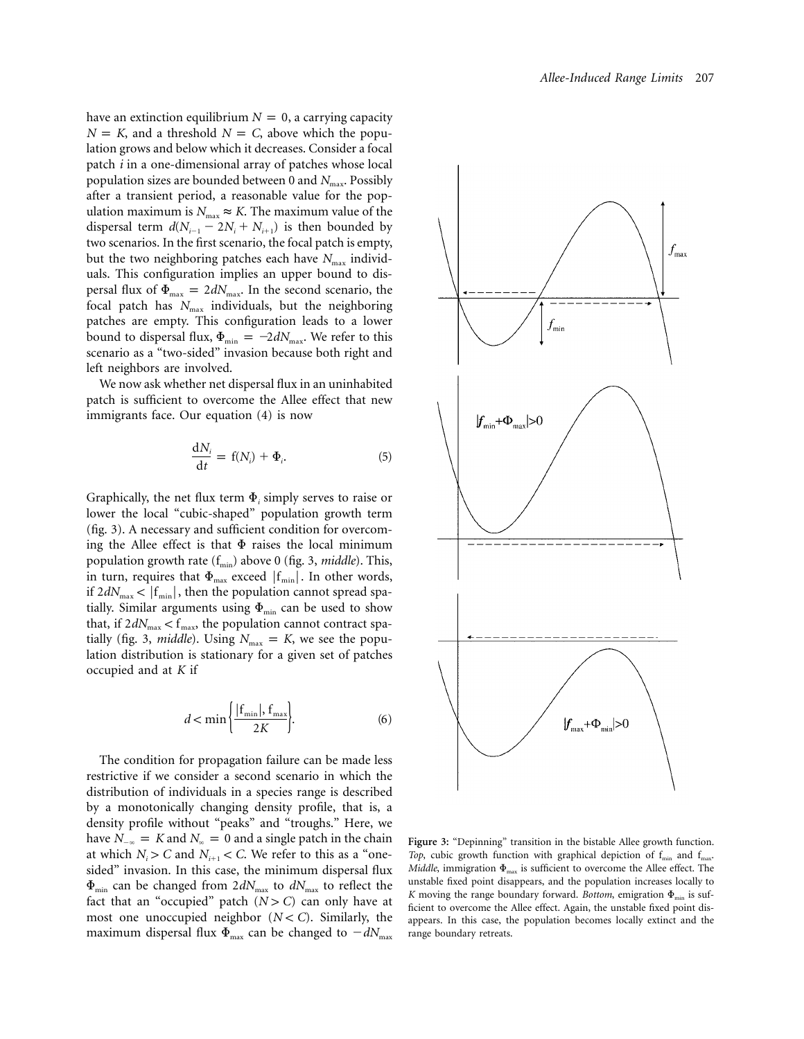have an extinction equilibrium $N = 0$, a carrying capacity $N = K$, and a threshold $N = C$, above which the population grows and below which it decreases. Consider a focal patch $i$ in a one-dimensional array of patches whose local population sizes are bounded between 0 and $N_{\max}$. Possibly after a transient period, a reasonable value for the population maximum is $N_{\max} \approx K$. The maximum value of the dispersal term $d(N_{i-1} - 2N_i + N_{i+1})$ is then bounded by two scenarios. In the first scenario, the focal patch is empty, but the two neighboring patches each have $N_{\max}$ individuals. This configuration implies an upper bound to dispersal flux of $\Phi_{\max} = 2dN_{\max}$. In the second scenario, the focal patch has $N_{\max}$ individuals, but the neighboring patches are empty. This configuration leads to a lower bound to dispersal flux, $\Phi_{\min} = -2dN_{\max}$. We refer to this scenario as a "two-sided" invasion because both right and left neighbors are involved.

We now ask whether net dispersal flux in an uninhabited patch is sufficient to overcome the Allee effect that new immigrants face. Our equation (4) is now

$$\frac{dN_i}{dt} = f(N_i) + \Phi_i. \tag{5}$$

Graphically, the net flux term $\Phi_i$ simply serves to raise or lower the local "cubic-shaped" population growth term (fig. 3). A necessary and sufficient condition for overcoming the Allee effect is that $\Phi$ raises the local minimum population growth rate ($f_{\min}$) above 0 (fig. 3, *middle*). This, in turn, requires that $\Phi_{\max}$ exceed $|f_{\min}|$. In other words, if $2dN_{\max} < |f_{\min}|$, then the population cannot spread spatially. Similar arguments using $\Phi_{\min}$ can be used to show that, if $2dN_{\max} < f_{\max}$, the population cannot contract spatially (fig. 3, *middle*). Using $N_{\max} = K$, we see the population distribution is stationary for a given set of patches occupied and at $K$ if

$$d < \min\left\{\frac{|f_{\min}|, f_{\max}}{2K}\right\}. \tag{6}$$

The condition for propagation failure can be made less restrictive if we consider a second scenario in which the distribution of individuals in a species range is described by a monotonically changing density profile, that is, a density profile without "peaks" and "troughs." Here, we have $N_{-\infty} = K$ and $N_{\infty} = 0$ and a single patch in the chain at which $N_i > C$ and $N_{i+1} < C$. We refer to this as a "one-sided" invasion. In this case, the minimum dispersal flux $\Phi_{\min}$ can be changed from $2dN_{\max}$ to $dN_{\max}$ to reflect the fact that an "occupied" patch ($N > C$) can only have at most one unoccupied neighbor ($N < C$). Similarly, the maximum dispersal flux $\Phi_{\max}$ can be changed to $-dN_{\max}$

**Figure 3:** "Depinning" transition in the bistable Allee growth function. *Top*, cubic growth function with graphical depiction of $f_{\min}$ and $f_{\max}$. *Middle*, immigration $\Phi_{\max}$ is sufficient to overcome the Allee effect. The unstable fixed point disappears, and the population increases locally to $K$ moving the range boundary forward. *Bottom*, emigration $\Phi_{\min}$ is sufficient to overcome the Allee effect. Again, the unstable fixed point disappears. In this case, the population becomes locally extinct and the range boundary retreats.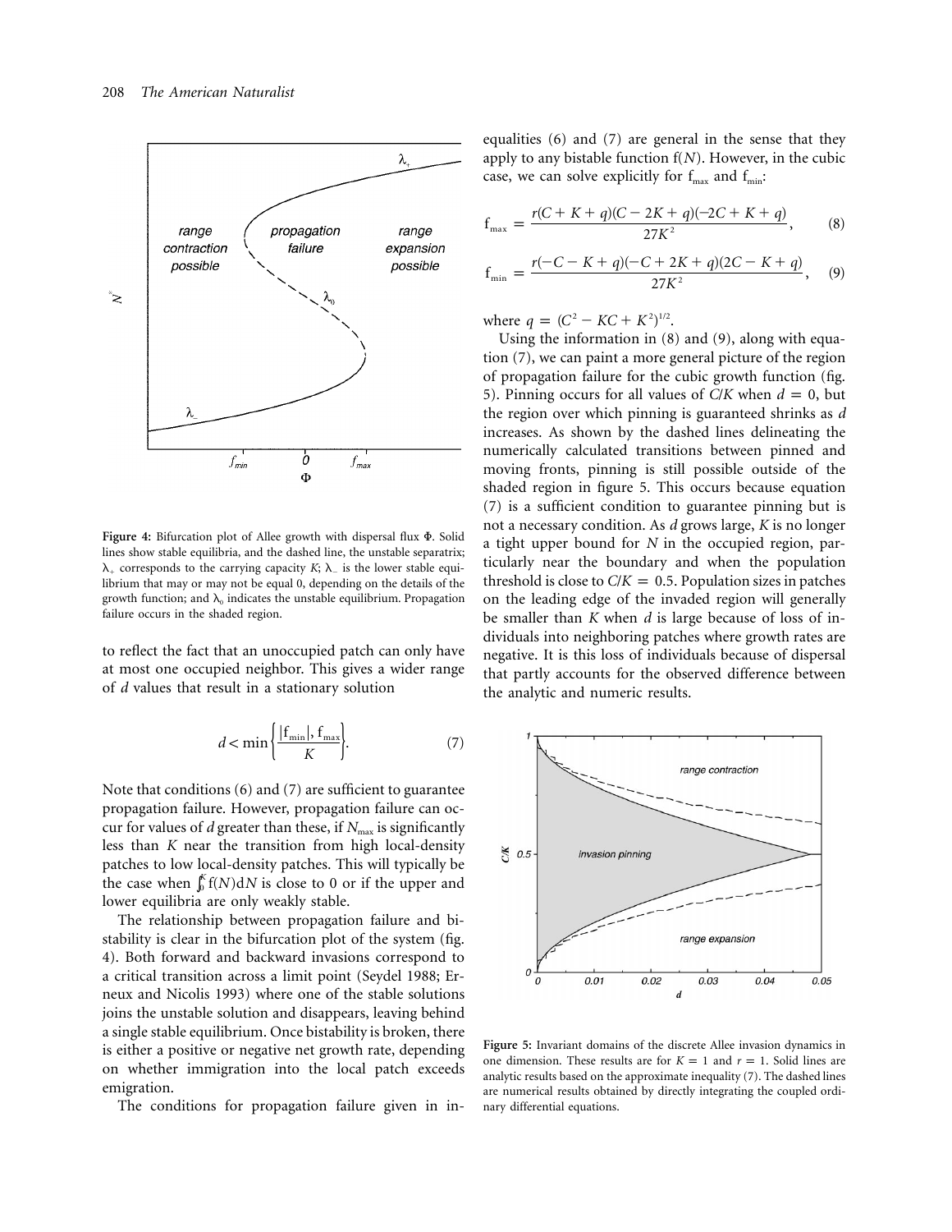Figure 4: Bifurcation plot of Allee growth with dispersal flux $\Phi$. Solid lines show stable equilibria, and the dashed line, the unstable separatrix; $\lambda_+$ corresponds to the carrying capacity $K$; $\lambda_-$ is the lower stable equilibrium that may or may not be equal 0, depending on the details of the growth function; and $\lambda_0$ indicates the unstable equilibrium. Propagation failure occurs in the shaded region.

to reflect the fact that an unoccupied patch can only have at most one occupied neighbor. This gives a wider range of $d$ values that result in a stationary solution

$$d < \min\left\{\frac{|f_{\min}|, f_{\max}}{K}\right\}. \quad (7)$$

Note that conditions (6) and (7) are sufficient to guarantee propagation failure. However, propagation failure can occur for values of $d$ greater than these, if $N_{\max}$ is significantly less than $K$ near the transition from high local-density patches to low local-density patches. This will typically be the case when $\int_0^K f(N)\mathrm{d}N$ is close to 0 or if the upper and lower equilibria are only weakly stable.

The relationship between propagation failure and bistability is clear in the bifurcation plot of the system (fig. 4). Both forward and backward invasions correspond to a critical transition across a limit point (Seydel 1988; Erneux and Nicolis 1993) where one of the stable solutions joins the unstable solution and disappears, leaving behind a single stable equilibrium. Once bistability is broken, there is either a positive or negative net growth rate, depending on whether immigration into the local patch exceeds emigration.

The conditions for propagation failure given in inequalities (6) and (7) are general in the sense that they apply to any bistable function $f(N)$. However, in the cubic case, we can solve explicitly for $f_{\max}$ and $f_{\min}$:

$$f_{\max} = \frac{r(C + K + q)(C - 2K + q)(-2C + K + q)}{27K^2}, \quad (8)$$

$$f_{\min} = \frac{r(-C - K + q)(-C + 2K + q)(2C - K + q)}{27K^2}, \quad (9)$$

where $q = (C^2 - KC + K^2)^{1/2}$.

Using the information in (8) and (9), along with equation (7), we can paint a more general picture of the region of propagation failure for the cubic growth function (fig. 5). Pinning occurs for all values of $C/K$ when $d = 0$, but the region over which pinning is guaranteed shrinks as $d$ increases. As shown by the dashed lines delineating the numerically calculated transitions between pinned and moving fronts, pinning is still possible outside of the shaded region in figure 5. This occurs because equation (7) is a sufficient condition to guarantee pinning but is not a necessary condition. As $d$ grows large, $K$ is no longer a tight upper bound for $N$ in the occupied region, particularly near the boundary and when the population threshold is close to $C/K = 0.5$. Population sizes in patches on the leading edge of the invaded region will generally be smaller than $K$ when $d$ is large because of loss of individuals into neighboring patches where growth rates are negative. It is this loss of individuals because of dispersal that partly accounts for the observed difference between the analytic and numeric results.

Figure 5: Invariant domains of the discrete Allee invasion dynamics in one dimension. These results are for $K = 1$ and $r = 1$. Solid lines are analytic results based on the approximate inequality (7). The dashed lines are numerical results obtained by directly integrating the coupled ordinary differential equations.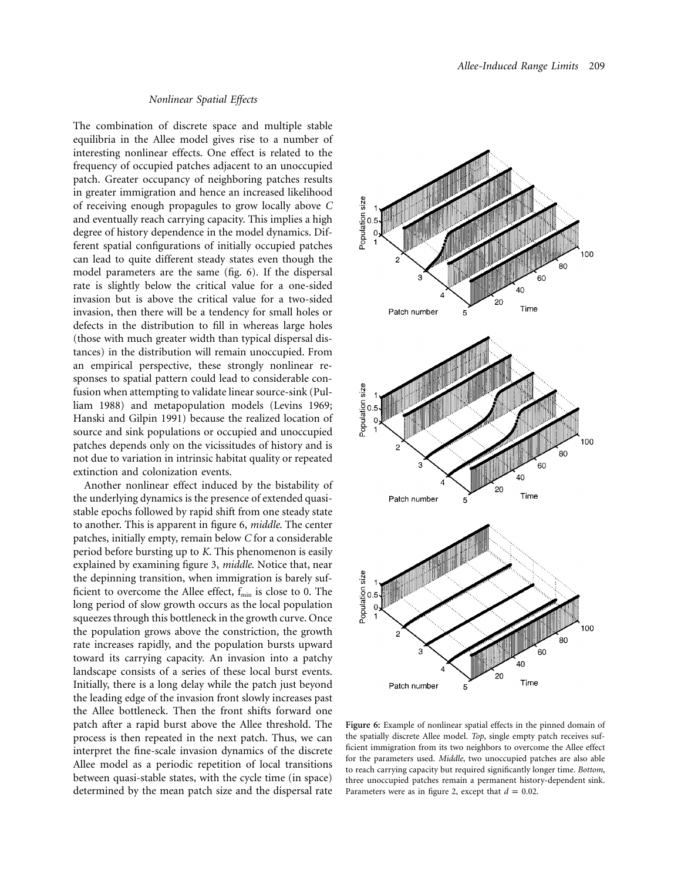### Nonlinear Spatial Effects

The combination of discrete space and multiple stable equilibria in the Allee model gives rise to a number of interesting nonlinear effects. One effect is related to the frequency of occupied patches adjacent to an unoccupied patch. Greater occupancy of neighboring patches results in greater immigration and hence an increased likelihood of receiving enough propagules to grow locally above $C$ and eventually reach carrying capacity. This implies a high degree of history dependence in the model dynamics. Different spatial configurations of initially occupied patches can lead to quite different steady states even though the model parameters are the same (fig. 6). If the dispersal rate is slightly below the critical value for a one-sided invasion but is above the critical value for a two-sided invasion, then there will be a tendency for small holes or defects in the distribution to fill in whereas large holes (those with much greater width than typical dispersal distances) in the distribution will remain unoccupied. From an empirical perspective, these strongly nonlinear responses to spatial pattern could lead to considerable confusion when attempting to validate linear source-sink (Pulliam 1988) and metapopulation models (Levins 1969; Hanski and Gilpin 1991) because the realized location of source and sink populations or occupied and unoccupied patches depends only on the vicissitudes of history and is not due to variation in intrinsic habitat quality or repeated extinction and colonization events.

Another nonlinear effect induced by the bistability of the underlying dynamics is the presence of extended quasi-stable epochs followed by rapid shift from one steady state to another. This is apparent in figure 6, *middle*. The center patches, initially empty, remain below $C$ for a considerable period before bursting up to $K$. This phenomenon is easily explained by examining figure 3, *middle*. Notice that, near the depinning transition, when immigration is barely sufficient to overcome the Allee effect, $f_{min}$ is close to 0. The long period of slow growth occurs as the local population squeezes through this bottleneck in the growth curve. Once the population grows above the constriction, the growth rate increases rapidly, and the population bursts upward toward its carrying capacity. An invasion into a patchy landscape consists of a series of these local burst events. Initially, there is a long delay while the patch just beyond the leading edge of the invasion front slowly increases past the Allee bottleneck. Then the front shifts forward one patch after a rapid burst above the Allee threshold. The process is then repeated in the next patch. Thus, we can interpret the fine-scale invasion dynamics of the discrete Allee model as a periodic repetition of local transitions between quasi-stable states, with the cycle time (in space) determined by the mean patch size and the dispersal rate

**Figure 6:** Example of nonlinear spatial effects in the pinned domain of the spatially discrete Allee model. *Top*, single empty patch receives sufficient immigration from its two neighbors to overcome the Allee effect for the parameters used. *Middle*, two unoccupied patches are also able to reach carrying capacity but required significantly longer time. *Bottom*, three unoccupied patches remain a permanent history-dependent sink. Parameters were as in figure 2, except that $d = 0.02$.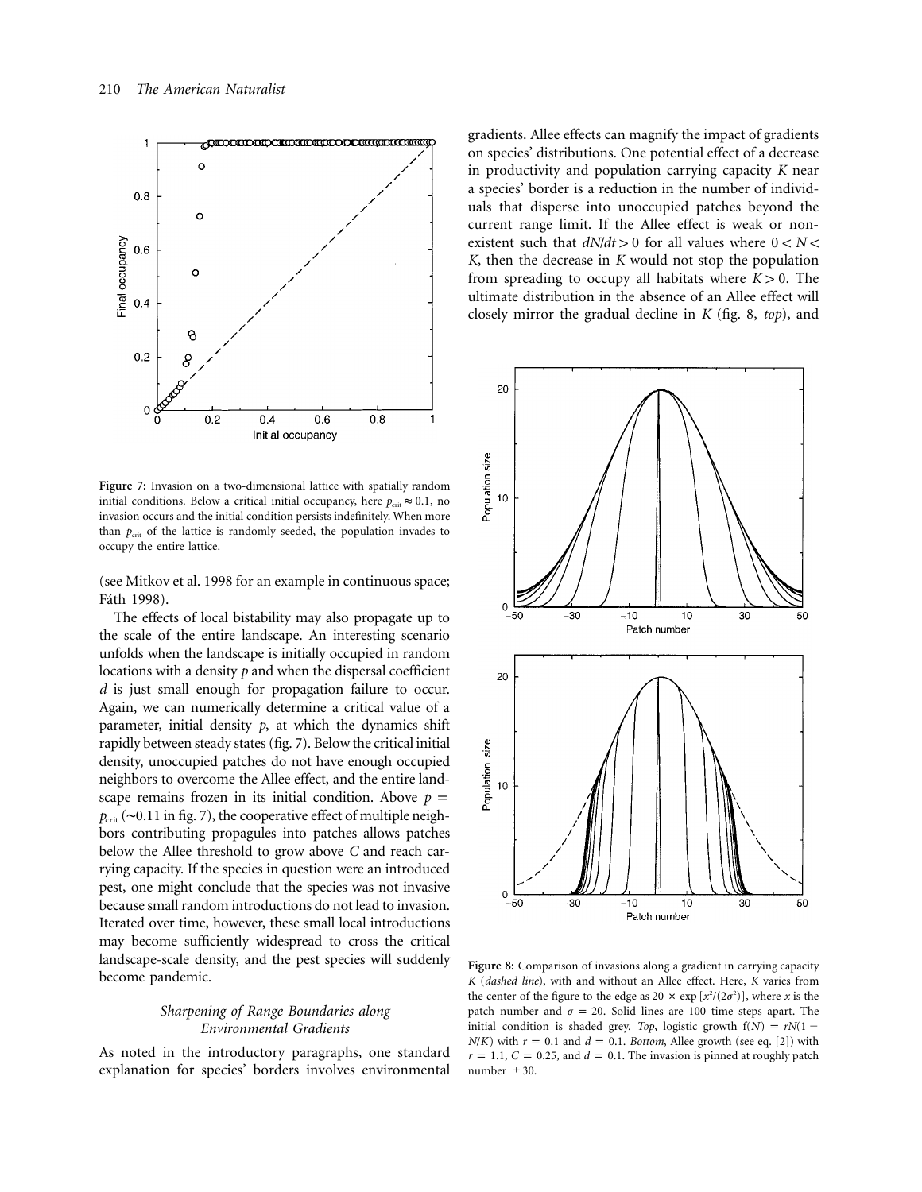Figure 7: Invasion on a two-dimensional lattice with spatially random initial conditions. Below a critical initial occupancy, here $p_{crit} \approx 0.1$, no invasion occurs and the initial condition persists indefinitely. When more than $p_{crit}$ of the lattice is randomly seeded, the population invades to occupy the entire lattice.

(see Mitkov et al. 1998 for an example in continuous space; Fáth 1998).

The effects of local bistability may also propagate up to the scale of the entire landscape. An interesting scenario unfolds when the landscape is initially occupied in random locations with a density $p$ and when the dispersal coefficient $d$ is just small enough for propagation failure to occur. Again, we can numerically determine a critical value of a parameter, initial density $p$, at which the dynamics shift rapidly between steady states (fig. 7). Below the critical initial density, unoccupied patches do not have enough occupied neighbors to overcome the Allee effect, and the entire landscape remains frozen in its initial condition. Above $p = p_{crit}$ (∼0.11 in fig. 7), the cooperative effect of multiple neighbors contributing propagules into patches allows patches below the Allee threshold to grow above $C$ and reach carrying capacity. If the species in question were an introduced pest, one might conclude that the species was not invasive because small random introductions do not lead to invasion. Iterated over time, however, these small local introductions may become sufficiently widespread to cross the critical landscape-scale density, and the pest species will suddenly become pandemic.

### *Sharpening of Range Boundaries along Environmental Gradients*

As noted in the introductory paragraphs, one standard explanation for species' borders involves environmental gradients. Allee effects can magnify the impact of gradients on species' distributions. One potential effect of a decrease in productivity and population carrying capacity $K$ near a species' border is a reduction in the number of individuals that disperse into unoccupied patches beyond the current range limit. If the Allee effect is weak or nonexistent such that $dN/dt > 0$ for all values where $0 < N < K$, then the decrease in $K$ would not stop the population from spreading to occupy all habitats where $K > 0$. The ultimate distribution in the absence of an Allee effect will closely mirror the gradual decline in $K$ (fig. 8, *top*), and

Figure 8: Comparison of invasions along a gradient in carrying capacity $K$ (*dashed line*), with and without an Allee effect. Here, $K$ varies from the center of the figure to the edge as $20 \times \exp[x^2/(2\sigma^2)]$, where $x$ is the patch number and $\sigma = 20$. Solid lines are 100 time steps apart. The initial condition is shaded grey. *Top*, logistic growth $f(N) = rN(1 - N/K)$ with $r = 0.1$ and $d = 0.1$. *Bottom*, Allee growth (see eq. [2]) with $r = 1.1$, $C = 0.25$, and $d = 0.1$. The invasion is pinned at roughly patch number $\pm 30$.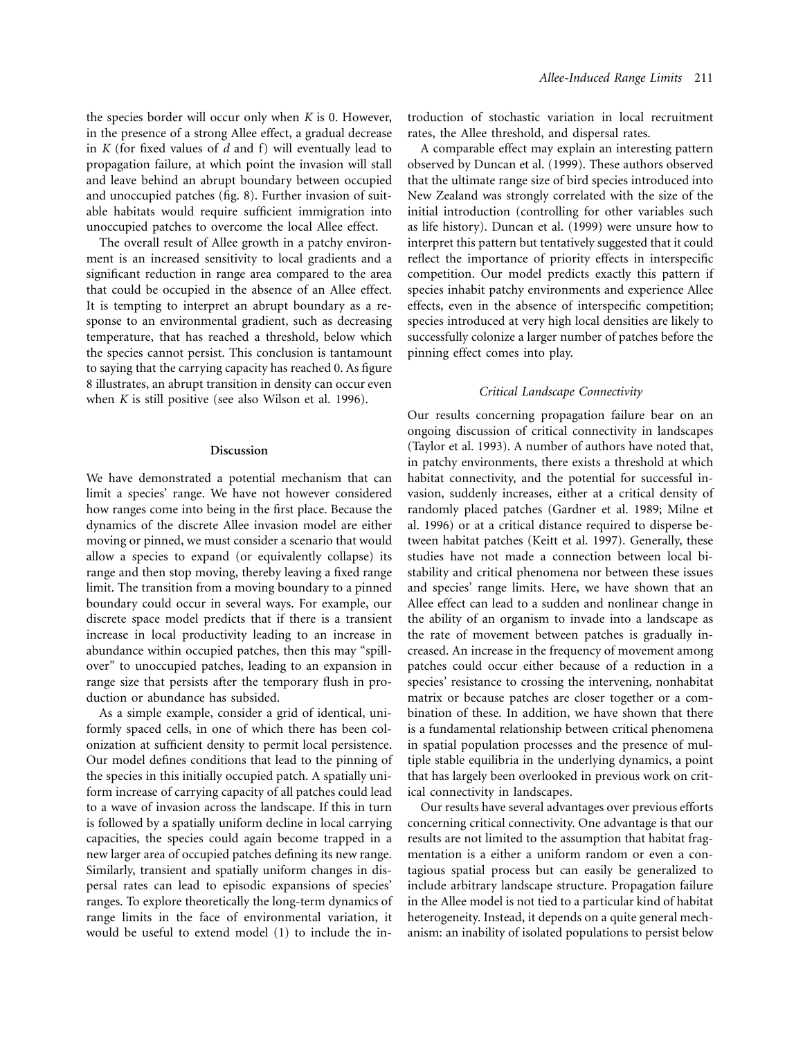the species border will occur only when $K$ is 0. However, in the presence of a strong Allee effect, a gradual decrease in $K$ (for fixed values of $d$ and f) will eventually lead to propagation failure, at which point the invasion will stall and leave behind an abrupt boundary between occupied and unoccupied patches (fig. 8). Further invasion of suitable habitats would require sufficient immigration into unoccupied patches to overcome the local Allee effect.

The overall result of Allee growth in a patchy environment is an increased sensitivity to local gradients and a significant reduction in range area compared to the area that could be occupied in the absence of an Allee effect. It is tempting to interpret an abrupt boundary as a response to an environmental gradient, such as decreasing temperature, that has reached a threshold, below which the species cannot persist. This conclusion is tantamount to saying that the carrying capacity has reached 0. As figure 8 illustrates, an abrupt transition in density can occur even when $K$ is still positive (see also Wilson et al. 1996).

## Discussion

We have demonstrated a potential mechanism that can limit a species' range. We have not however considered how ranges come into being in the first place. Because the dynamics of the discrete Allee invasion model are either moving or pinned, we must consider a scenario that would allow a species to expand (or equivalently collapse) its range and then stop moving, thereby leaving a fixed range limit. The transition from a moving boundary to a pinned boundary could occur in several ways. For example, our discrete space model predicts that if there is a transient increase in local productivity leading to an increase in abundance within occupied patches, then this may "spillover" to unoccupied patches, leading to an expansion in range size that persists after the temporary flush in production or abundance has subsided.

As a simple example, consider a grid of identical, uniformly spaced cells, in one of which there has been colonization at sufficient density to permit local persistence. Our model defines conditions that lead to the pinning of the species in this initially occupied patch. A spatially uniform increase of carrying capacity of all patches could lead to a wave of invasion across the landscape. If this in turn is followed by a spatially uniform decline in local carrying capacities, the species could again become trapped in a new larger area of occupied patches defining its new range. Similarly, transient and spatially uniform changes in dispersal rates can lead to episodic expansions of species' ranges. To explore theoretically the long-term dynamics of range limits in the face of environmental variation, it would be useful to extend model (1) to include the introduction of stochastic variation in local recruitment rates, the Allee threshold, and dispersal rates.

A comparable effect may explain an interesting pattern observed by Duncan et al. (1999). These authors observed that the ultimate range size of bird species introduced into New Zealand was strongly correlated with the size of the initial introduction (controlling for other variables such as life history). Duncan et al. (1999) were unsure how to interpret this pattern but tentatively suggested that it could reflect the importance of priority effects in interspecific competition. Our model predicts exactly this pattern if species inhabit patchy environments and experience Allee effects, even in the absence of interspecific competition; species introduced at very high local densities are likely to successfully colonize a larger number of patches before the pinning effect comes into play.

### *Critical Landscape Connectivity*

Our results concerning propagation failure bear on an ongoing discussion of critical connectivity in landscapes (Taylor et al. 1993). A number of authors have noted that, in patchy environments, there exists a threshold at which habitat connectivity, and the potential for successful invasion, suddenly increases, either at a critical density of randomly placed patches (Gardner et al. 1989; Milne et al. 1996) or at a critical distance required to disperse between habitat patches (Keitt et al. 1997). Generally, these studies have not made a connection between local bistability and critical phenomena nor between these issues and species' range limits. Here, we have shown that an Allee effect can lead to a sudden and nonlinear change in the ability of an organism to invade into a landscape as the rate of movement between patches is gradually increased. An increase in the frequency of movement among patches could occur either because of a reduction in a species' resistance to crossing the intervening, nonhabitat matrix or because patches are closer together or a combination of these. In addition, we have shown that there is a fundamental relationship between critical phenomena in spatial population processes and the presence of multiple stable equilibria in the underlying dynamics, a point that has largely been overlooked in previous work on critical connectivity in landscapes.

Our results have several advantages over previous efforts concerning critical connectivity. One advantage is that our results are not limited to the assumption that habitat fragmentation is a either a uniform random or even a contagious spatial process but can easily be generalized to include arbitrary landscape structure. Propagation failure in the Allee model is not tied to a particular kind of habitat heterogeneity. Instead, it depends on a quite general mechanism: an inability of isolated populations to persist below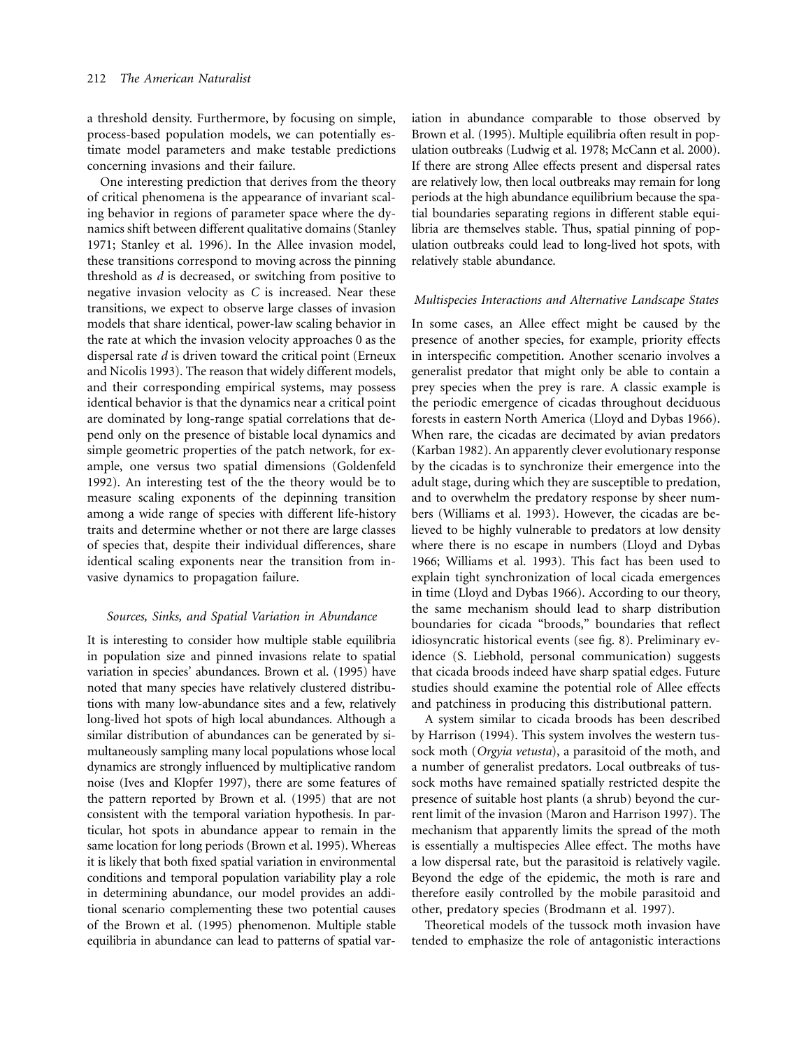a threshold density. Furthermore, by focusing on simple, process-based population models, we can potentially estimate model parameters and make testable predictions concerning invasions and their failure.

One interesting prediction that derives from the theory of critical phenomena is the appearance of invariant scaling behavior in regions of parameter space where the dynamics shift between different qualitative domains (Stanley 1971; Stanley et al. 1996). In the Allee invasion model, these transitions correspond to moving across the pinning threshold as $d$ is decreased, or switching from positive to negative invasion velocity as $C$ is increased. Near these transitions, we expect to observe large classes of invasion models that share identical, power-law scaling behavior in the rate at which the invasion velocity approaches 0 as the dispersal rate $d$ is driven toward the critical point (Erneux and Nicolis 1993). The reason that widely different models, and their corresponding empirical systems, may possess identical behavior is that the dynamics near a critical point are dominated by long-range spatial correlations that depend only on the presence of bistable local dynamics and simple geometric properties of the patch network, for example, one versus two spatial dimensions (Goldenfeld 1992). An interesting test of the the theory would be to measure scaling exponents of the depinning transition among a wide range of species with different life-history traits and determine whether or not there are large classes of species that, despite their individual differences, share identical scaling exponents near the transition from invasive dynamics to propagation failure.

### *Sources, Sinks, and Spatial Variation in Abundance*

It is interesting to consider how multiple stable equilibria in population size and pinned invasions relate to spatial variation in species' abundances. Brown et al. (1995) have noted that many species have relatively clustered distributions with many low-abundance sites and a few, relatively long-lived hot spots of high local abundances. Although a similar distribution of abundances can be generated by simultaneously sampling many local populations whose local dynamics are strongly influenced by multiplicative random noise (Ives and Klopfer 1997), there are some features of the pattern reported by Brown et al. (1995) that are not consistent with the temporal variation hypothesis. In particular, hot spots in abundance appear to remain in the same location for long periods (Brown et al. 1995). Whereas it is likely that both fixed spatial variation in environmental conditions and temporal population variability play a role in determining abundance, our model provides an additional scenario complementing these two potential causes of the Brown et al. (1995) phenomenon. Multiple stable equilibria in abundance can lead to patterns of spatial variation in abundance comparable to those observed by Brown et al. (1995). Multiple equilibria often result in population outbreaks (Ludwig et al. 1978; McCann et al. 2000). If there are strong Allee effects present and dispersal rates are relatively low, then local outbreaks may remain for long periods at the high abundance equilibrium because the spatial boundaries separating regions in different stable equilibria are themselves stable. Thus, spatial pinning of population outbreaks could lead to long-lived hot spots, with relatively stable abundance.

### *Multispecies Interactions and Alternative Landscape States*

In some cases, an Allee effect might be caused by the presence of another species, for example, priority effects in interspecific competition. Another scenario involves a generalist predator that might only be able to contain a prey species when the prey is rare. A classic example is the periodic emergence of cicadas throughout deciduous forests in eastern North America (Lloyd and Dybas 1966). When rare, the cicadas are decimated by avian predators (Karban 1982). An apparently clever evolutionary response by the cicadas is to synchronize their emergence into the adult stage, during which they are susceptible to predation, and to overwhelm the predatory response by sheer numbers (Williams et al. 1993). However, the cicadas are believed to be highly vulnerable to predators at low density where there is no escape in numbers (Lloyd and Dybas 1966; Williams et al. 1993). This fact has been used to explain tight synchronization of local cicada emergences in time (Lloyd and Dybas 1966). According to our theory, the same mechanism should lead to sharp distribution boundaries for cicada "broods," boundaries that reflect idiosyncratic historical events (see fig. 8). Preliminary evidence (S. Liebhold, personal communication) suggests that cicada broods indeed have sharp spatial edges. Future studies should examine the potential role of Allee effects and patchiness in producing this distributional pattern.

A system similar to cicada broods has been described by Harrison (1994). This system involves the western tussock moth (*Orgyia vetusta*), a parasitoid of the moth, and a number of generalist predators. Local outbreaks of tussock moths have remained spatially restricted despite the presence of suitable host plants (a shrub) beyond the current limit of the invasion (Maron and Harrison 1997). The mechanism that apparently limits the spread of the moth is essentially a multispecies Allee effect. The moths have a low dispersal rate, but the parasitoid is relatively vagile. Beyond the edge of the epidemic, the moth is rare and therefore easily controlled by the mobile parasitoid and other, predatory species (Brodmann et al. 1997).

Theoretical models of the tussock moth invasion have tended to emphasize the role of antagonistic interactions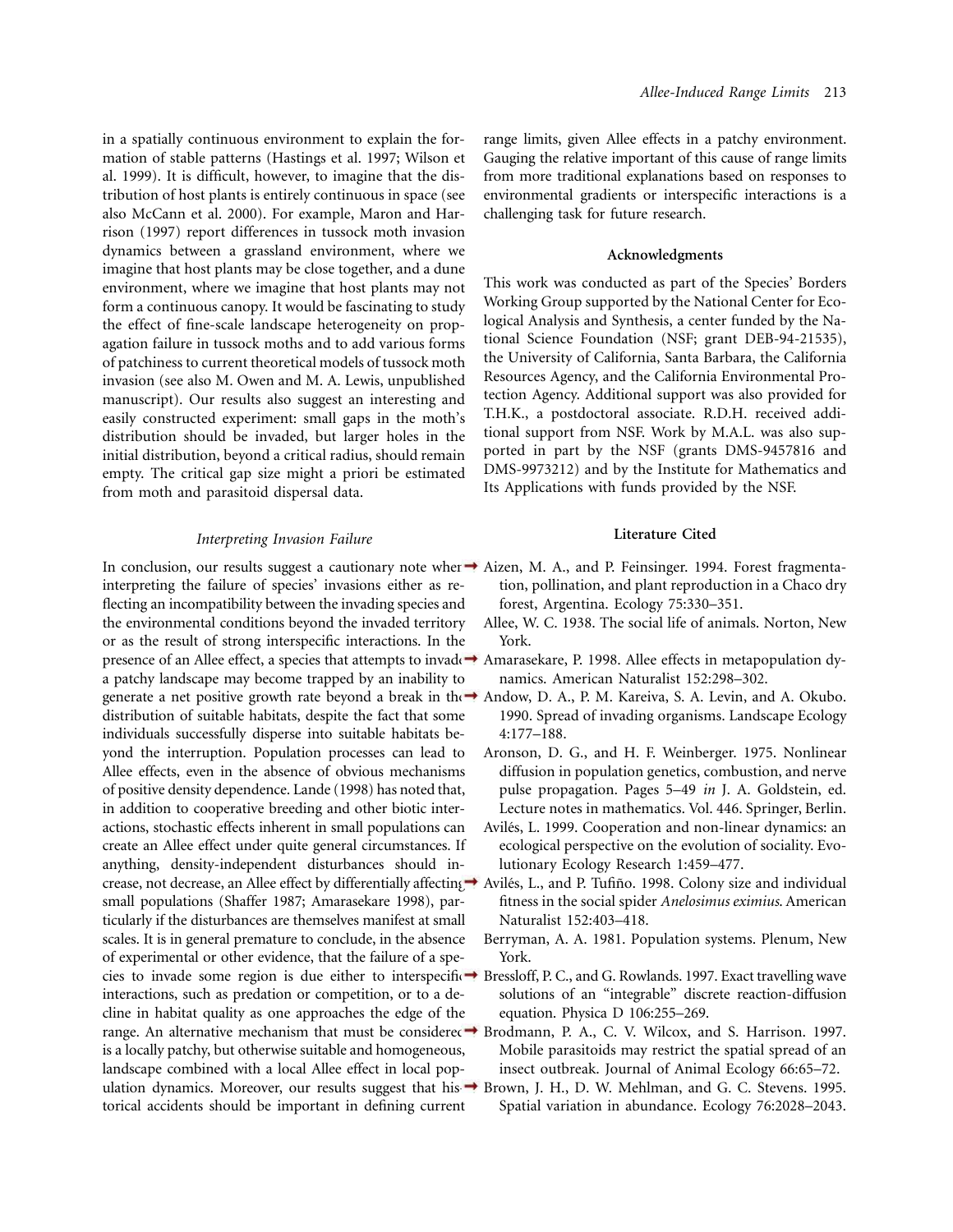in a spatially continuous environment to explain the formation of stable patterns (Hastings et al. 1997; Wilson et al. 1999). It is difficult, however, to imagine that the distribution of host plants is entirely continuous in space (see also McCann et al. 2000). For example, Maron and Harrison (1997) report differences in tussock moth invasion dynamics between a grassland environment, where we imagine that host plants may be close together, and a dune environment, where we imagine that host plants may not form a continuous canopy. It would be fascinating to study the effect of fine-scale landscape heterogeneity on propagation failure in tussock moths and to add various forms of patchiness to current theoretical models of tussock moth invasion (see also M. Owen and M. A. Lewis, unpublished manuscript). Our results also suggest an interesting and easily constructed experiment: small gaps in the moth's distribution should be invaded, but larger holes in the initial distribution, beyond a critical radius, should remain empty. The critical gap size might a priori be estimated from moth and parasitoid dispersal data.

### Interpreting Invasion Failure

In conclusion, our results suggest a cautionary note when interpreting the failure of species' invasions either as reflecting an incompatibility between the invading species and the environmental conditions beyond the invaded territory or as the result of strong interspecific interactions. In the presence of an Allee effect, a species that attempts to invade a patchy landscape may become trapped by an inability to generate a net positive growth rate beyond a break in the distribution of suitable habitats, despite the fact that some individuals successfully disperse into suitable habitats beyond the interruption. Population processes can lead to Allee effects, even in the absence of obvious mechanisms of positive density dependence. Lande (1998) has noted that, in addition to cooperative breeding and other biotic interactions, stochastic effects inherent in small populations can create an Allee effect under quite general circumstances. If anything, density-independent disturbances should increase, not decrease, an Allee effect by differentially affecting small populations (Shaffer 1987; Amarasekare 1998), particularly if the disturbances are themselves manifest at small scales. It is in general premature to conclude, in the absence of experimental or other evidence, that the failure of a species to invade some region is due either to interspecific interactions, such as predation or competition, or to a decline in habitat quality as one approaches the edge of the range. An alternative mechanism that must be considered is a locally patchy, but otherwise suitable and homogeneous, landscape combined with a local Allee effect in local population dynamics. Moreover, our results suggest that historical accidents should be important in defining current range limits, given Allee effects in a patchy environment. Gauging the relative important of this cause of range limits from more traditional explanations based on responses to environmental gradients or interspecific interactions is a challenging task for future research.

## Acknowledgments

This work was conducted as part of the Species' Borders Working Group supported by the National Center for Ecological Analysis and Synthesis, a center funded by the National Science Foundation (NSF; grant DEB-94-21535), the University of California, Santa Barbara, the California Resources Agency, and the California Environmental Protection Agency. Additional support was also provided for T.H.K., a postdoctoral associate. R.D.H. received additional support from NSF. Work by M.A.L. was also supported in part by the NSF (grants DMS-9457816 and DMS-9973212) and by the Institute for Mathematics and Its Applications with funds provided by the NSF.

## Literature Cited

Aizen, M. A., and P. Feinsinger. 1994. Forest fragmentation, pollination, and plant reproduction in a Chaco dry forest, Argentina. Ecology 75:330–351.

Allee, W. C. 1938. The social life of animals. Norton, New York.

Amarasekare, P. 1998. Allee effects in metapopulation dynamics. American Naturalist 152:298–302.

Andow, D. A., P. M. Kareiva, S. A. Levin, and A. Okubo. 1990. Spread of invading organisms. Landscape Ecology 4:177–188.

Aronson, D. G., and H. F. Weinberger. 1975. Nonlinear diffusion in population genetics, combustion, and nerve pulse propagation. Pages 5–49 *in* J. A. Goldstein, ed. Lecture notes in mathematics. Vol. 446. Springer, Berlin.

Avilés, L. 1999. Cooperation and non-linear dynamics: an ecological perspective on the evolution of sociality. Evolutionary Ecology Research 1:459–477.

Avilés, L., and P. Tufiño. 1998. Colony size and individual fitness in the social spider *Anelosimus eximius*. American Naturalist 152:403–418.

Berryman, A. A. 1981. Population systems. Plenum, New York.

Bressloff, P. C., and G. Rowlands. 1997. Exact travelling wave solutions of an "integrable" discrete reaction-diffusion equation. Physica D 106:255–269.

Brodmann, P. A., C. V. Wilcox, and S. Harrison. 1997. Mobile parasitoids may restrict the spatial spread of an insect outbreak. Journal of Animal Ecology 66:65–72.

Brown, J. H., D. W. Mehlman, and G. C. Stevens. 1995. Spatial variation in abundance. Ecology 76:2028–2043.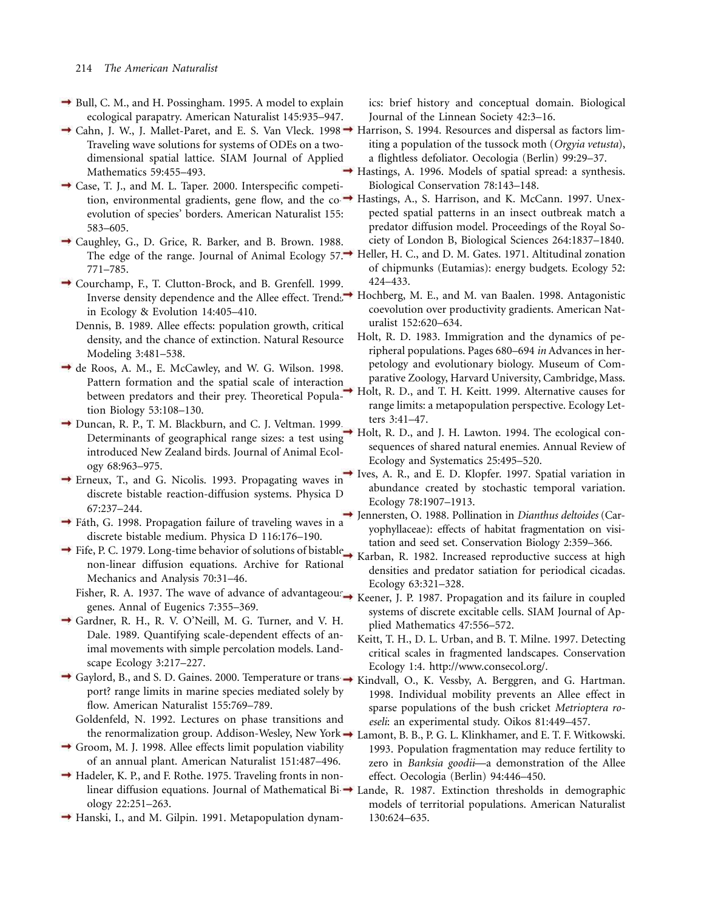Bull, C. M., and H. Possingham. 1995. A model to explain ecological parapatry. American Naturalist 145:935–947.

Cahn, J. W., J. Mallet-Paret, and E. S. Van Vleck. 1998. Traveling wave solutions for systems of ODEs on a two-dimensional spatial lattice. SIAM Journal of Applied Mathematics 59:455–493.

Case, T. J., and M. L. Taper. 2000. Interspecific competition, environmental gradients, gene flow, and the coevolution of species' borders. American Naturalist 155: 583–605.

Caughley, G., D. Grice, R. Barker, and B. Brown. 1988. The edge of the range. Journal of Animal Ecology 57: 771–785.

Courchamp, F., T. Clutton-Brock, and B. Grenfell. 1999. Inverse density dependence and the Allee effect. Trends in Ecology & Evolution 14:405–410.

Dennis, B. 1989. Allee effects: population growth, critical density, and the chance of extinction. Natural Resource Modeling 3:481–538.

de Roos, A. M., E. McCawley, and W. G. Wilson. 1998. Pattern formation and the spatial scale of interaction between predators and their prey. Theoretical Population Biology 53:108–130.

Duncan, R. P., T. M. Blackburn, and C. J. Veltman. 1999. Determinants of geographical range sizes: a test using introduced New Zealand birds. Journal of Animal Ecology 68:963–975.

Erneux, T., and G. Nicolis. 1993. Propagating waves in discrete bistable reaction-diffusion systems. Physica D 67:237–244.

Fáth, G. 1998. Propagation failure of traveling waves in a discrete bistable medium. Physica D 116:176–190.

Fife, P. C. 1979. Long-time behavior of solutions of bistable non-linear diffusion equations. Archive for Rational Mechanics and Analysis 70:31–46.

Fisher, R. A. 1937. The wave of advance of advantageous genes. Annal of Eugenics 7:355–369.

Gardner, R. H., R. V. O'Neill, M. G. Turner, and V. H. Dale. 1989. Quantifying scale-dependent effects of animal movements with simple percolation models. Landscape Ecology 3:217–227.

Gaylord, B., and S. D. Gaines. 2000. Temperature or transport? range limits in marine species mediated solely by flow. American Naturalist 155:769–789.

Goldenfeld, N. 1992. Lectures on phase transitions and the renormalization group. Addison-Wesley, New York.

Groom, M. J. 1998. Allee effects limit population viability of an annual plant. American Naturalist 151:487–496.

Hadeler, K. P., and F. Rothe. 1975. Traveling fronts in nonlinear diffusion equations. Journal of Mathematical Biology 22:251–263.

Hanski, I., and M. Gilpin. 1991. Metapopulation dynamics: brief history and conceptual domain. Biological Journal of the Linnean Society 42:3–16.

Harrison, S. 1994. Resources and dispersal as factors limiting a population of the tussock moth (*Orgyia vetusta*), a flightless defoliator. Oecologia (Berlin) 99:29–37.

Hastings, A. 1996. Models of spatial spread: a synthesis. Biological Conservation 78:143–148.

Hastings, A., S. Harrison, and K. McCann. 1997. Unexpected spatial patterns in an insect outbreak match a predator diffusion model. Proceedings of the Royal Society of London B, Biological Sciences 264:1837–1840.

Heller, H. C., and D. M. Gates. 1971. Altitudinal zonation of chipmunks (Eutamias): energy budgets. Ecology 52: 424–433.

Hochberg, M. E., and M. van Baalen. 1998. Antagonistic coevolution over productivity gradients. American Naturalist 152:620–634.

Holt, R. D. 1983. Immigration and the dynamics of peripheral populations. Pages 680–694 *in* Advances in herpetology and evolutionary biology. Museum of Comparative Zoology, Harvard University, Cambridge, Mass.

Holt, R. D., and T. H. Keitt. 1999. Alternative causes for range limits: a metapopulation perspective. Ecology Letters 3:41–47.

Holt, R. D., and J. H. Lawton. 1994. The ecological consequences of shared natural enemies. Annual Review of Ecology and Systematics 25:495–520.

Ives, A. R., and E. D. Klopfer. 1997. Spatial variation in abundance created by stochastic temporal variation. Ecology 78:1907–1913.

Jennersten, O. 1988. Pollination in *Dianthus deltoides* (Caryophyllaceae): effects of habitat fragmentation on visitation and seed set. Conservation Biology 2:359–366.

Karban, R. 1982. Increased reproductive success at high densities and predator satiation for periodical cicadas. Ecology 63:321–328.

Keener, J. P. 1987. Propagation and its failure in coupled systems of discrete excitable cells. SIAM Journal of Applied Mathematics 47:556–572.

Keitt, T. H., D. L. Urban, and B. T. Milne. 1997. Detecting critical scales in fragmented landscapes. Conservation Ecology 1:4. http://www.consecol.org/.

Kindvall, O., K. Vessby, A. Berggren, and G. Hartman. 1998. Individual mobility prevents an Allee effect in sparse populations of the bush cricket *Metrioptera roeseli*: an experimental study. Oikos 81:449–457.

Lamont, B. B., P. G. L. Klinkhamer, and E. T. F. Witkowski. 1993. Population fragmentation may reduce fertility to zero in *Banksia goodii*—a demonstration of the Allee effect. Oecologia (Berlin) 94:446–450.

Lande, R. 1987. Extinction thresholds in demographic models of territorial populations. American Naturalist 130:624–635.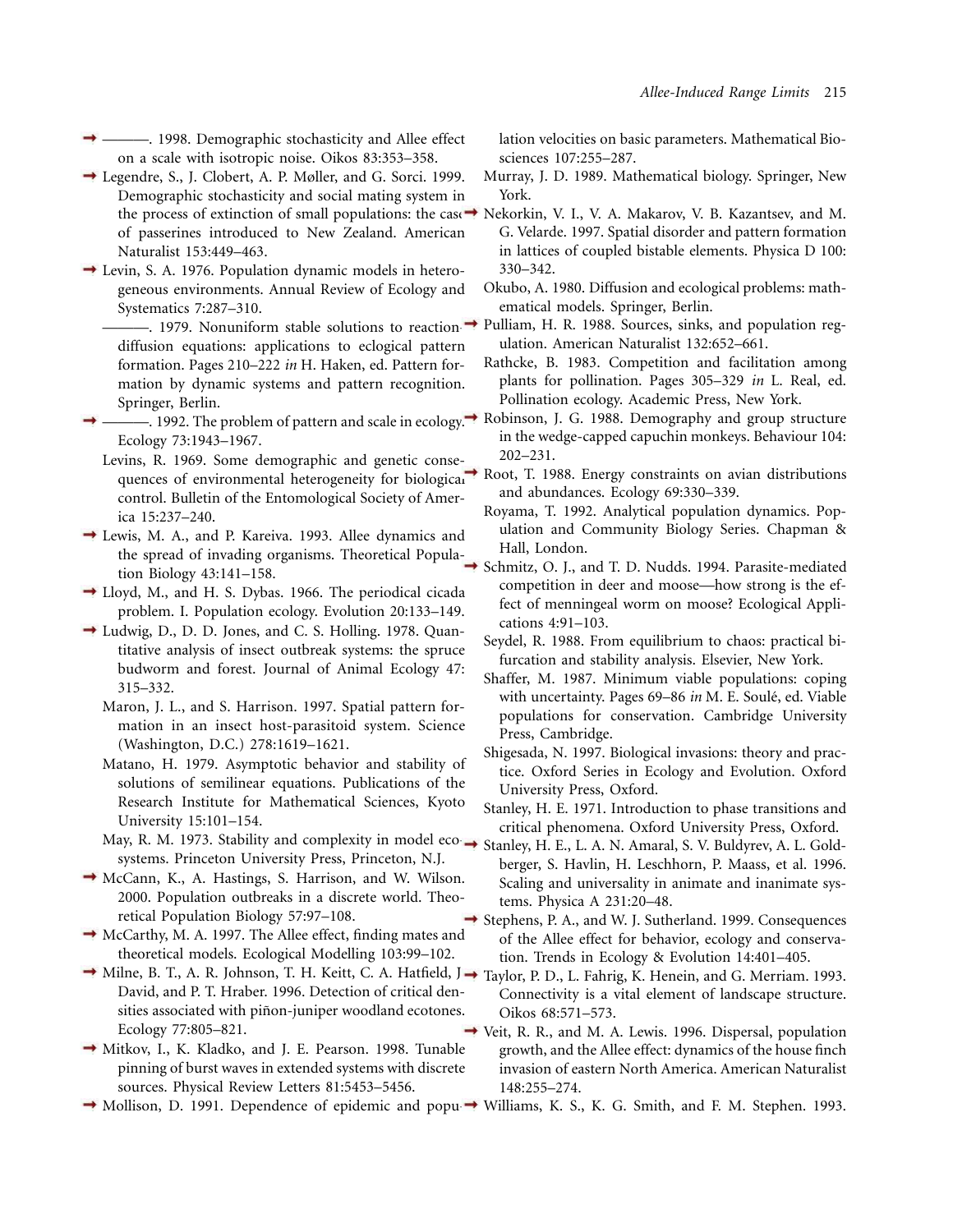———. 1998. Demographic stochasticity and Allee effect on a scale with isotropic noise. Oikos 83:353–358.

Legendre, S., J. Clobert, A. P. Møller, and G. Sorci. 1999. Demographic stochasticity and social mating system in the process of extinction of small populations: the case of passerines introduced to New Zealand. American Naturalist 153:449–463.

Levin, S. A. 1976. Population dynamic models in heterogeneous environments. Annual Review of Ecology and Systematics 7:287–310.

———. 1979. Nonuniform stable solutions to reaction-diffusion equations: applications to eclogical pattern formation. Pages 210–222 *in* H. Haken, ed. Pattern formation by dynamic systems and pattern recognition. Springer, Berlin.

———. 1992. The problem of pattern and scale in ecology. Ecology 73:1943–1967.

Levins, R. 1969. Some demographic and genetic consequences of environmental heterogeneity for biological control. Bulletin of the Entomological Society of America 15:237–240.

Lewis, M. A., and P. Kareiva. 1993. Allee dynamics and the spread of invading organisms. Theoretical Population Biology 43:141–158.

Lloyd, M., and H. S. Dybas. 1966. The periodical cicada problem. I. Population ecology. Evolution 20:133–149.

Ludwig, D., D. D. Jones, and C. S. Holling. 1978. Quantitative analysis of insect outbreak systems: the spruce budworm and forest. Journal of Animal Ecology 47: 315–332.

Maron, J. L., and S. Harrison. 1997. Spatial pattern formation in an insect host-parasitoid system. Science (Washington, D.C.) 278:1619–1621.

Matano, H. 1979. Asymptotic behavior and stability of solutions of semilinear equations. Publications of the Research Institute for Mathematical Sciences, Kyoto University 15:101–154.

May, R. M. 1973. Stability and complexity in model ecosystems. Princeton University Press, Princeton, N.J.

McCann, K., A. Hastings, S. Harrison, and W. Wilson. 2000. Population outbreaks in a discrete world. Theoretical Population Biology 57:97–108.

McCarthy, M. A. 1997. The Allee effect, finding mates and theoretical models. Ecological Modelling 103:99–102.

Milne, B. T., A. R. Johnson, T. H. Keitt, C. A. Hatfield, J. David, and P. T. Hraber. 1996. Detection of critical densities associated with piñon-juniper woodland ecotones. Ecology 77:805–821.

Mitkov, I., K. Kladko, and J. E. Pearson. 1998. Tunable pinning of burst waves in extended systems with discrete sources. Physical Review Letters 81:5453–5456.

Mollison, D. 1991. Dependence of epidemic and population velocities on basic parameters. Mathematical Biosciences 107:255–287.

Murray, J. D. 1989. Mathematical biology. Springer, New York.

Nekorkin, V. I., V. A. Makarov, V. B. Kazantsev, and M. G. Velarde. 1997. Spatial disorder and pattern formation in lattices of coupled bistable elements. Physica D 100: 330–342.

Okubo, A. 1980. Diffusion and ecological problems: mathematical models. Springer, Berlin.

Pulliam, H. R. 1988. Sources, sinks, and population regulation. American Naturalist 132:652–661.

Rathcke, B. 1983. Competition and facilitation among plants for pollination. Pages 305–329 *in* L. Real, ed. Pollination ecology. Academic Press, New York.

Robinson, J. G. 1988. Demography and group structure in the wedge-capped capuchin monkeys. Behaviour 104: 202–231.

Root, T. 1988. Energy constraints on avian distributions and abundances. Ecology 69:330–339.

Royama, T. 1992. Analytical population dynamics. Population and Community Biology Series. Chapman & Hall, London.

Schmitz, O. J., and T. D. Nudds. 1994. Parasite-mediated competition in deer and moose—how strong is the effect of menningeal worm on moose? Ecological Applications 4:91–103.

Seydel, R. 1988. From equilibrium to chaos: practical bifurcation and stability analysis. Elsevier, New York.

Shaffer, M. 1987. Minimum viable populations: coping with uncertainty. Pages 69–86 *in* M. E. Soulé, ed. Viable populations for conservation. Cambridge University Press, Cambridge.

Shigesada, N. 1997. Biological invasions: theory and practice. Oxford Series in Ecology and Evolution. Oxford University Press, Oxford.

Stanley, H. E. 1971. Introduction to phase transitions and critical phenomena. Oxford University Press, Oxford.

Stanley, H. E., L. A. N. Amaral, S. V. Buldyrev, A. L. Goldberger, S. Havlin, H. Leschhorn, P. Maass, et al. 1996. Scaling and universality in animate and inanimate systems. Physica A 231:20–48.

Stephens, P. A., and W. J. Sutherland. 1999. Consequences of the Allee effect for behavior, ecology and conservation. Trends in Ecology & Evolution 14:401–405.

Taylor, P. D., L. Fahrig, K. Henein, and G. Merriam. 1993. Connectivity is a vital element of landscape structure. Oikos 68:571–573.

Veit, R. R., and M. A. Lewis. 1996. Dispersal, population growth, and the Allee effect: dynamics of the house finch invasion of eastern North America. American Naturalist 148:255–274.

Williams, K. S., K. G. Smith, and F. M. Stephen. 1993.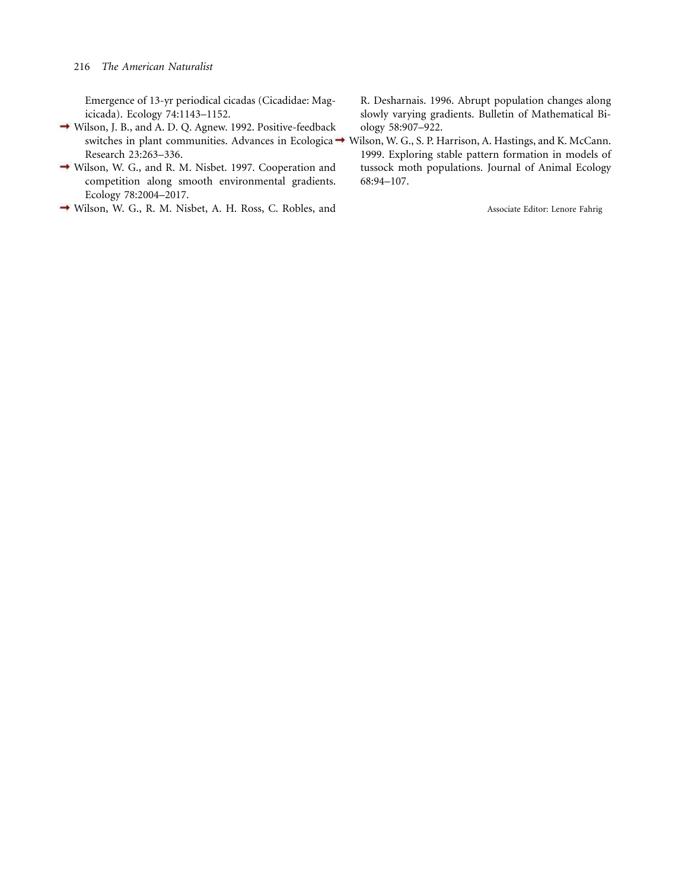Emergence of 13-yr periodical cicadas (Cicadidae: Magicicada). Ecology 74:1143–1152.

Wilson, J. B., and A. D. Q. Agnew. 1992. Positive-feedback switches in plant communities. Advances in Ecological Research 23:263–336.

Wilson, W. G., and R. M. Nisbet. 1997. Cooperation and competition along smooth environmental gradients. Ecology 78:2004–2017.

Wilson, W. G., R. M. Nisbet, A. H. Ross, C. Robles, and R. Desharnais. 1996. Abrupt population changes along slowly varying gradients. Bulletin of Mathematical Biology 58:907–922.

Wilson, W. G., S. P. Harrison, A. Hastings, and K. McCann. 1999. Exploring stable pattern formation in models of tussock moth populations. Journal of Animal Ecology 68:94–107.

Associate Editor: Lenore Fahrig